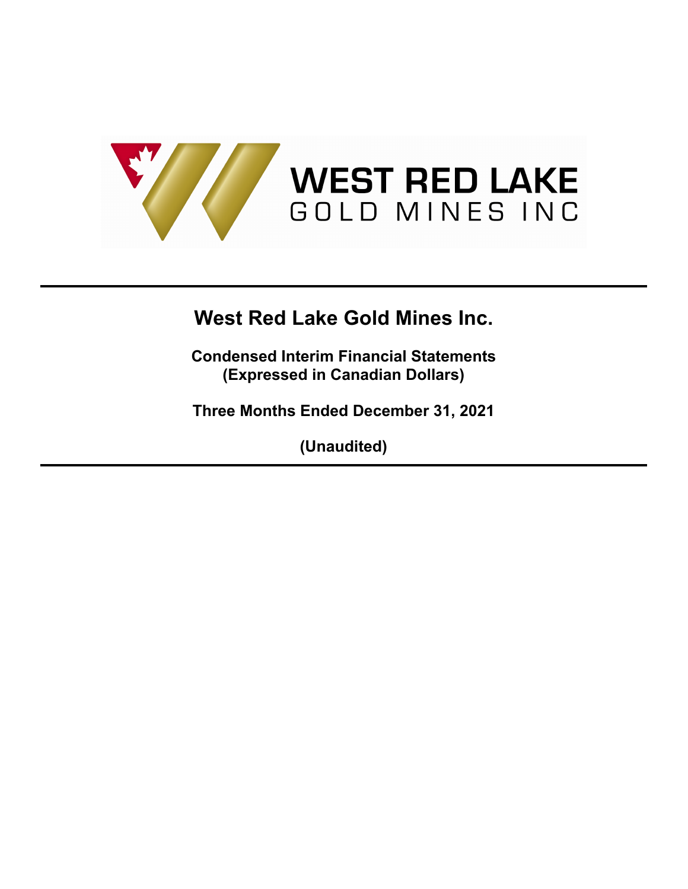WEST RED LAKE
GOLD MINES INC

# West Red Lake Gold Mines Inc.

**Condensed Interim Financial Statements**
**(Expressed in Canadian Dollars)**

**Three Months Ended December 31, 2021**

**(Unaudited)**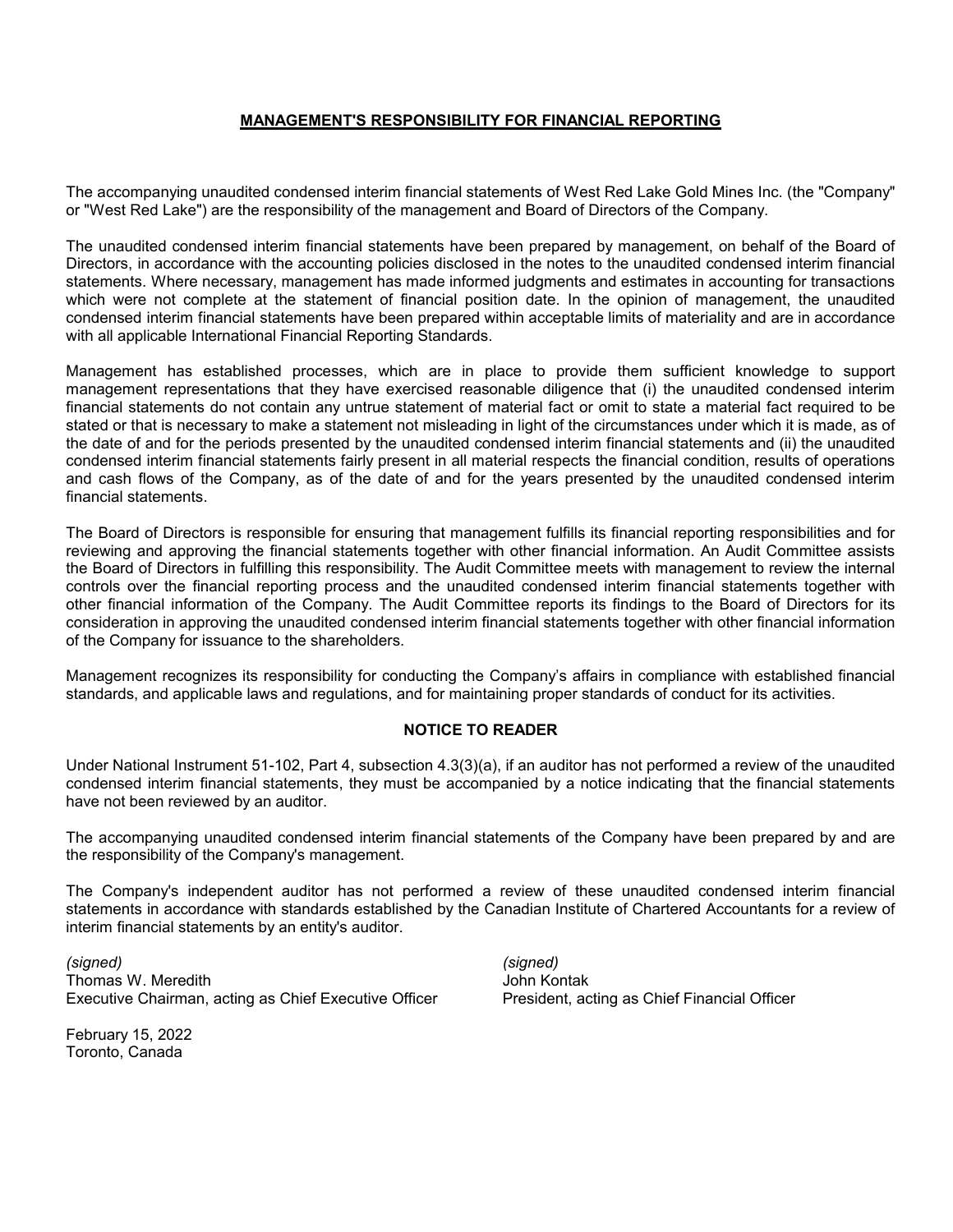## MANAGEMENT'S RESPONSIBILITY FOR FINANCIAL REPORTING

The accompanying unaudited condensed interim financial statements of West Red Lake Gold Mines Inc. (the "Company" or "West Red Lake") are the responsibility of the management and Board of Directors of the Company.

The unaudited condensed interim financial statements have been prepared by management, on behalf of the Board of Directors, in accordance with the accounting policies disclosed in the notes to the unaudited condensed interim financial statements. Where necessary, management has made informed judgments and estimates in accounting for transactions which were not complete at the statement of financial position date. In the opinion of management, the unaudited condensed interim financial statements have been prepared within acceptable limits of materiality and are in accordance with all applicable International Financial Reporting Standards.

Management has established processes, which are in place to provide them sufficient knowledge to support management representations that they have exercised reasonable diligence that (i) the unaudited condensed interim financial statements do not contain any untrue statement of material fact or omit to state a material fact required to be stated or that is necessary to make a statement not misleading in light of the circumstances under which it is made, as of the date of and for the periods presented by the unaudited condensed interim financial statements and (ii) the unaudited condensed interim financial statements fairly present in all material respects the financial condition, results of operations and cash flows of the Company, as of the date of and for the years presented by the unaudited condensed interim financial statements.

The Board of Directors is responsible for ensuring that management fulfills its financial reporting responsibilities and for reviewing and approving the financial statements together with other financial information. An Audit Committee assists the Board of Directors in fulfilling this responsibility. The Audit Committee meets with management to review the internal controls over the financial reporting process and the unaudited condensed interim financial statements together with other financial information of the Company. The Audit Committee reports its findings to the Board of Directors for its consideration in approving the unaudited condensed interim financial statements together with other financial information of the Company for issuance to the shareholders.

Management recognizes its responsibility for conducting the Company's affairs in compliance with established financial standards, and applicable laws and regulations, and for maintaining proper standards of conduct for its activities.

### NOTICE TO READER

Under National Instrument 51-102, Part 4, subsection 4.3(3)(a), if an auditor has not performed a review of the unaudited condensed interim financial statements, they must be accompanied by a notice indicating that the financial statements have not been reviewed by an auditor.

The accompanying unaudited condensed interim financial statements of the Company have been prepared by and are the responsibility of the Company's management.

The Company's independent auditor has not performed a review of these unaudited condensed interim financial statements in accordance with standards established by the Canadian Institute of Chartered Accountants for a review of interim financial statements by an entity's auditor.

*(signed)*
Thomas W. Meredith
Executive Chairman, acting as Chief Executive Officer

*(signed)*
John Kontak
President, acting as Chief Financial Officer

February 15, 2022
Toronto, Canada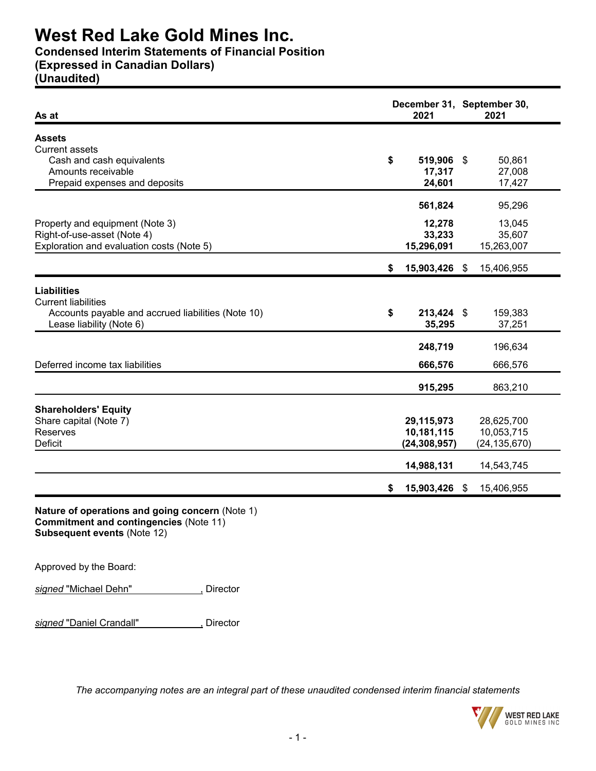# West Red Lake Gold Mines Inc.

### Condensed Interim Statements of Financial Position
### (Expressed in Canadian Dollars)
### (Unaudited)

| As at | December 31, 2021 | September 30, 2021 |
|---|---|---|
| **Assets** | | |
| Current assets | | |
| Cash and cash equivalents | **$ 519,906** | $ 50,861 |
| Amounts receivable | **17,317** | 27,008 |
| Prepaid expenses and deposits | **24,601** | 17,427 |
| | **561,824** | 95,296 |
| Property and equipment (Note 3) | **12,278** | 13,045 |
| Right-of-use-asset (Note 4) | **33,233** | 35,607 |
| Exploration and evaluation costs (Note 5) | **15,296,091** | 15,263,007 |
| | **$ 15,903,426** | $ 15,406,955 |
| **Liabilities** | | |
| Current liabilities | | |
| Accounts payable and accrued liabilities (Note 10) | **$ 213,424** | $ 159,383 |
| Lease liability (Note 6) | **35,295** | 37,251 |
| | **248,719** | 196,634 |
| Deferred income tax liabilities | **666,576** | 666,576 |
| | **915,295** | 863,210 |
| **Shareholders' Equity** | | |
| Share capital (Note 7) | **29,115,973** | 28,625,700 |
| Reserves | **10,181,115** | 10,053,715 |
| Deficit | **(24,308,957)** | (24,135,670) |
| | **14,988,131** | 14,543,745 |
| | **$ 15,903,426** | $ 15,406,955 |

**Nature of operations and going concern** (Note 1)
**Commitment and contingencies** (Note 11)
**Subsequent events** (Note 12)

Approved by the Board:

*signed* "Michael Dehn", Director

*signed* "Daniel Crandall", Director

*The accompanying notes are an integral part of these unaudited condensed interim financial statements*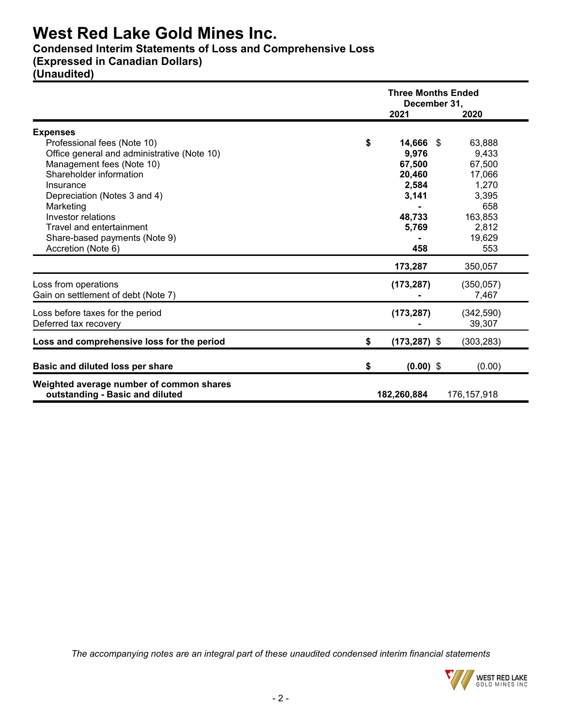# West Red Lake Gold Mines Inc.

## Condensed Interim Statements of Loss and Comprehensive Loss

## (Expressed in Canadian Dollars)

## (Unaudited)

| | Three Months Ended December 31, 2021 | Three Months Ended December 31, 2020 |
|---|---|---|
| **Expenses** | | |
| Professional fees (Note 10) | $ **14,666** | $ 63,888 |
| Office general and administrative (Note 10) | **9,976** | 9,433 |
| Management fees (Note 10) | **67,500** | 67,500 |
| Shareholder information | **20,460** | 17,066 |
| Insurance | **2,584** | 1,270 |
| Depreciation (Notes 3 and 4) | **3,141** | 3,395 |
| Marketing | **-** | 658 |
| Investor relations | **48,733** | 163,853 |
| Travel and entertainment | **5,769** | 2,812 |
| Share-based payments (Note 9) | **-** | 19,629 |
| Accretion (Note 6) | **458** | 553 |
| | **173,287** | 350,057 |
| Loss from operations | **(173,287)** | (350,057) |
| Gain on settlement of debt (Note 7) | **-** | 7,467 |
| Loss before taxes for the period | **(173,287)** | (342,590) |
| Deferred tax recovery | **-** | 39,307 |
| **Loss and comprehensive loss for the period** | $ **(173,287)** | $ (303,283) |
| **Basic and diluted loss per share** | $ **(0.00)** | $ (0.00) |
| **Weighted average number of common shares outstanding - Basic and diluted** | **182,260,884** | 176,157,918 |

*The accompanying notes are an integral part of these unaudited condensed interim financial statements*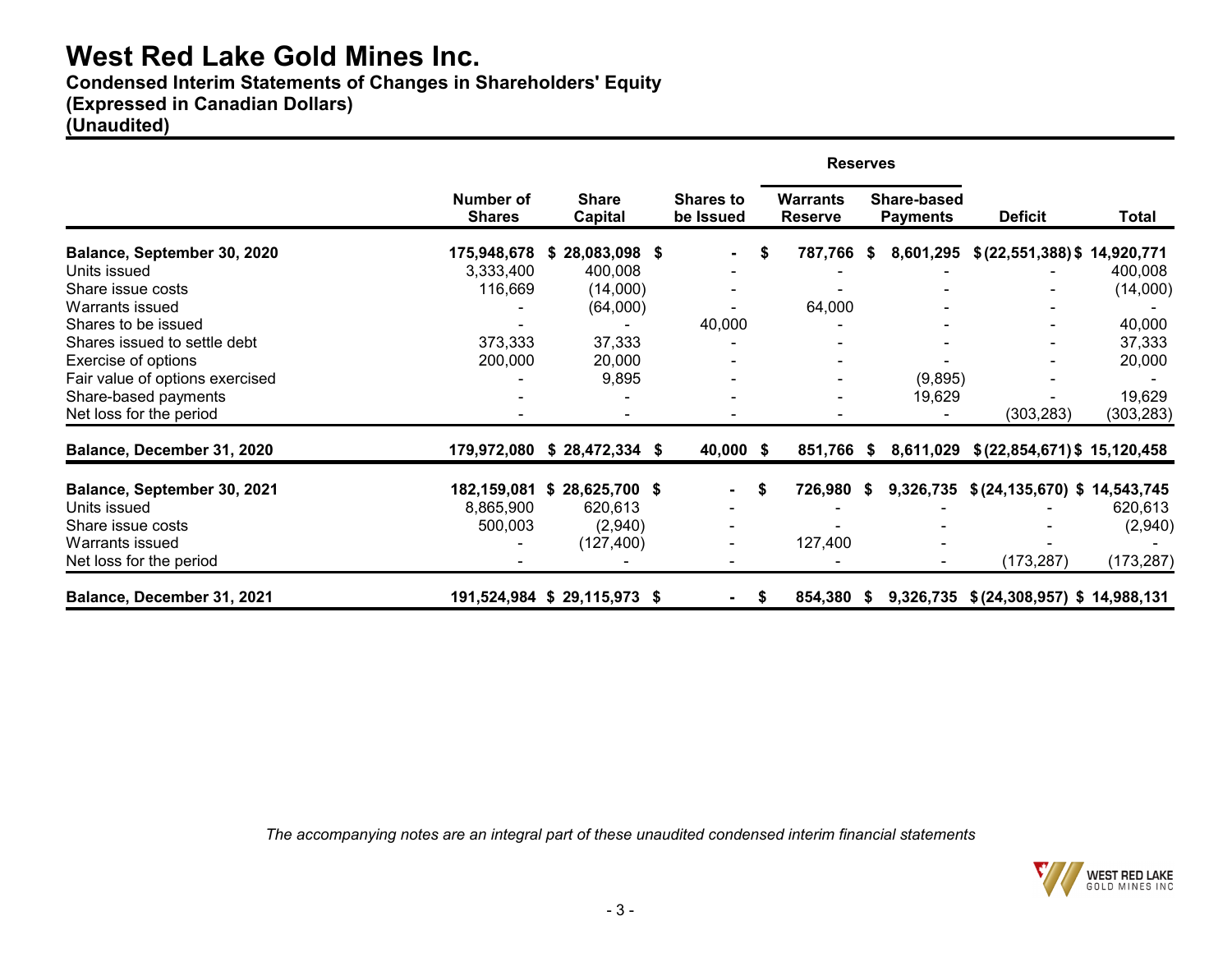# West Red Lake Gold Mines Inc.

**Condensed Interim Statements of Changes in Shareholders' Equity**
**(Expressed in Canadian Dollars)**
**(Unaudited)**

| | | | | Reserves | | | |
|---|---|---|---|---|---|---|---|
| | Number of Shares | Share Capital | Shares to be Issued | Warrants Reserve | Share-based Payments | Deficit | Total |
| **Balance, September 30, 2020** | **175,948,678** | **$ 28,083,098** | **$ -** | **$ 787,766** | **$ 8,601,295** | **$ (22,551,388)** | **$ 14,920,771** |
| Units issued | 3,333,400 | 400,008 | - | - | - | - | 400,008 |
| Share issue costs | 116,669 | (14,000) | - | - | - | - | (14,000) |
| Warrants issued | - | (64,000) | - | 64,000 | - | - | - |
| Shares to be issued | - | - | 40,000 | - | - | - | 40,000 |
| Shares issued to settle debt | 373,333 | 37,333 | - | - | - | - | 37,333 |
| Exercise of options | 200,000 | 20,000 | - | - | - | - | 20,000 |
| Fair value of options exercised | - | 9,895 | - | - | (9,895) | - | - |
| Share-based payments | - | - | - | - | 19,629 | - | 19,629 |
| Net loss for the period | - | - | - | - | - | (303,283) | (303,283) |
| **Balance, December 31, 2020** | **179,972,080** | **$ 28,472,334** | **$ 40,000** | **$ 851,766** | **$ 8,611,029** | **$ (22,854,671)** | **$ 15,120,458** |
| **Balance, September 30, 2021** | **182,159,081** | **$ 28,625,700** | **$ -** | **$ 726,980** | **$ 9,326,735** | **$ (24,135,670)** | **$ 14,543,745** |
| Units issued | 8,865,900 | 620,613 | - | - | - | - | 620,613 |
| Share issue costs | 500,003 | (2,940) | - | - | - | - | (2,940) |
| Warrants issued | - | (127,400) | - | 127,400 | - | - | - |
| Net loss for the period | - | - | - | - | - | (173,287) | (173,287) |
| **Balance, December 31, 2021** | **191,524,984** | **$ 29,115,973** | **$ -** | **$ 854,380** | **$ 9,326,735** | **$ (24,308,957)** | **$ 14,988,131** |

*The accompanying notes are an integral part of these unaudited condensed interim financial statements*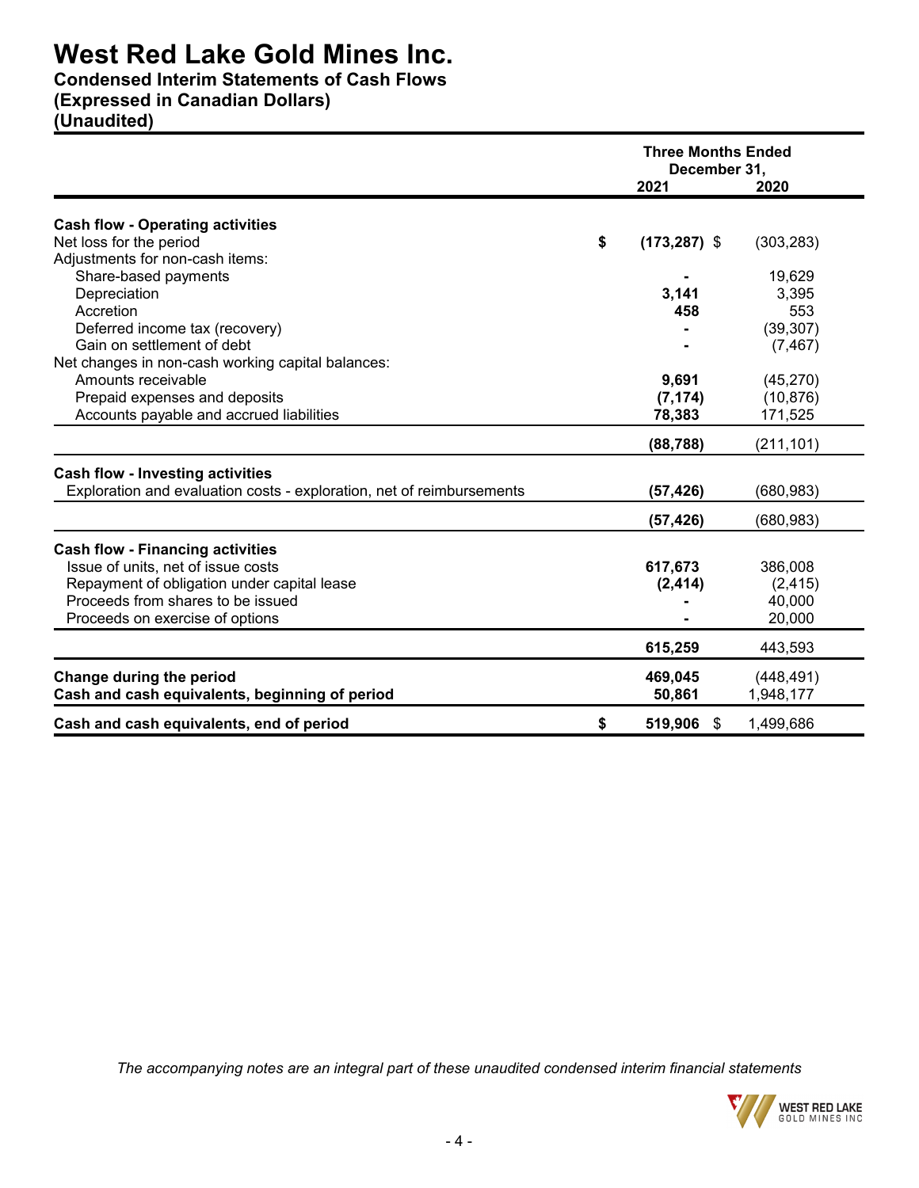# West Red Lake Gold Mines Inc.

## Condensed Interim Statements of Cash Flows
## (Expressed in Canadian Dollars)
## (Unaudited)

| | Three Months Ended December 31, 2021 | Three Months Ended December 31, 2020 |
|---|---|---|
| **Cash flow - Operating activities** | | |
| Net loss for the period | **$ (173,287)** | $ (303,283) |
| Adjustments for non-cash items: | | |
| Share-based payments | **-** | 19,629 |
| Depreciation | **3,141** | 3,395 |
| Accretion | **458** | 553 |
| Deferred income tax (recovery) | **-** | (39,307) |
| Gain on settlement of debt | **-** | (7,467) |
| Net changes in non-cash working capital balances: | | |
| Amounts receivable | **9,691** | (45,270) |
| Prepaid expenses and deposits | **(7,174)** | (10,876) |
| Accounts payable and accrued liabilities | **78,383** | 171,525 |
| | **(88,788)** | (211,101) |
| **Cash flow - Investing activities** | | |
| Exploration and evaluation costs - exploration, net of reimbursements | **(57,426)** | (680,983) |
| | **(57,426)** | (680,983) |
| **Cash flow - Financing activities** | | |
| Issue of units, net of issue costs | **617,673** | 386,008 |
| Repayment of obligation under capital lease | **(2,414)** | (2,415) |
| Proceeds from shares to be issued | **-** | 40,000 |
| Proceeds on exercise of options | **-** | 20,000 |
| | **615,259** | 443,593 |
| **Change during the period** | **469,045** | (448,491) |
| **Cash and cash equivalents, beginning of period** | **50,861** | 1,948,177 |
| **Cash and cash equivalents, end of period** | **$ 519,906** | $ 1,499,686 |

*The accompanying notes are an integral part of these unaudited condensed interim financial statements*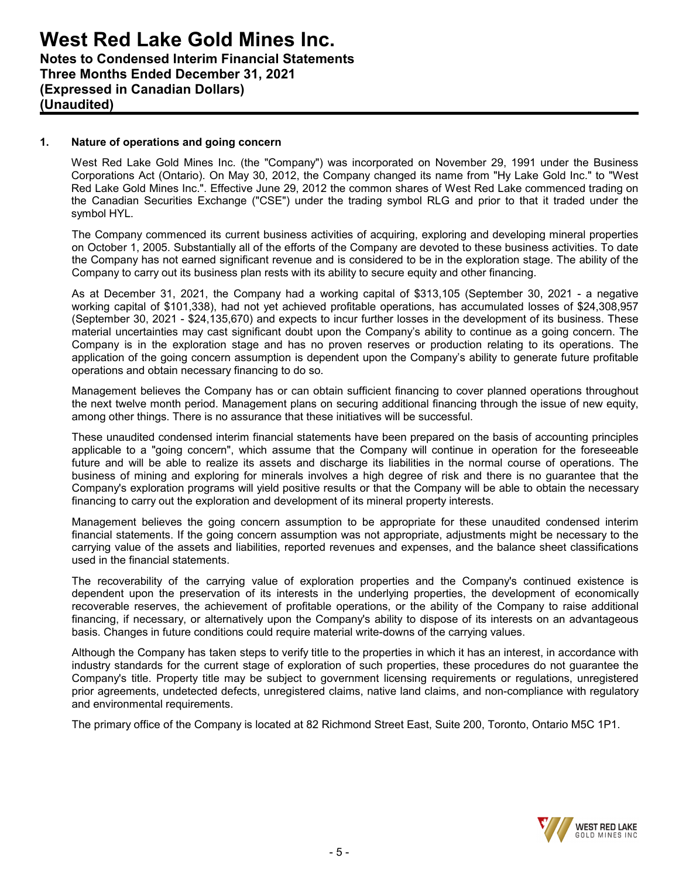## 1. Nature of operations and going concern

West Red Lake Gold Mines Inc. (the "Company") was incorporated on November 29, 1991 under the Business Corporations Act (Ontario). On May 30, 2012, the Company changed its name from "Hy Lake Gold Inc." to "West Red Lake Gold Mines Inc.". Effective June 29, 2012 the common shares of West Red Lake commenced trading on the Canadian Securities Exchange ("CSE") under the trading symbol RLG and prior to that it traded under the symbol HYL.

The Company commenced its current business activities of acquiring, exploring and developing mineral properties on October 1, 2005. Substantially all of the efforts of the Company are devoted to these business activities. To date the Company has not earned significant revenue and is considered to be in the exploration stage. The ability of the Company to carry out its business plan rests with its ability to secure equity and other financing.

As at December 31, 2021, the Company had a working capital of $313,105 (September 30, 2021 - a negative working capital of $101,338), had not yet achieved profitable operations, has accumulated losses of $24,308,957 (September 30, 2021 - $24,135,670) and expects to incur further losses in the development of its business. These material uncertainties may cast significant doubt upon the Company's ability to continue as a going concern. The Company is in the exploration stage and has no proven reserves or production relating to its operations. The application of the going concern assumption is dependent upon the Company's ability to generate future profitable operations and obtain necessary financing to do so.

Management believes the Company has or can obtain sufficient financing to cover planned operations throughout the next twelve month period. Management plans on securing additional financing through the issue of new equity, among other things. There is no assurance that these initiatives will be successful.

These unaudited condensed interim financial statements have been prepared on the basis of accounting principles applicable to a "going concern", which assume that the Company will continue in operation for the foreseeable future and will be able to realize its assets and discharge its liabilities in the normal course of operations. The business of mining and exploring for minerals involves a high degree of risk and there is no guarantee that the Company's exploration programs will yield positive results or that the Company will be able to obtain the necessary financing to carry out the exploration and development of its mineral property interests.

Management believes the going concern assumption to be appropriate for these unaudited condensed interim financial statements. If the going concern assumption was not appropriate, adjustments might be necessary to the carrying value of the assets and liabilities, reported revenues and expenses, and the balance sheet classifications used in the financial statements.

The recoverability of the carrying value of exploration properties and the Company's continued existence is dependent upon the preservation of its interests in the underlying properties, the development of economically recoverable reserves, the achievement of profitable operations, or the ability of the Company to raise additional financing, if necessary, or alternatively upon the Company's ability to dispose of its interests on an advantageous basis. Changes in future conditions could require material write-downs of the carrying values.

Although the Company has taken steps to verify title to the properties in which it has an interest, in accordance with industry standards for the current stage of exploration of such properties, these procedures do not guarantee the Company's title. Property title may be subject to government licensing requirements or regulations, unregistered prior agreements, undetected defects, unregistered claims, native land claims, and non-compliance with regulatory and environmental requirements.

The primary office of the Company is located at 82 Richmond Street East, Suite 200, Toronto, Ontario M5C 1P1.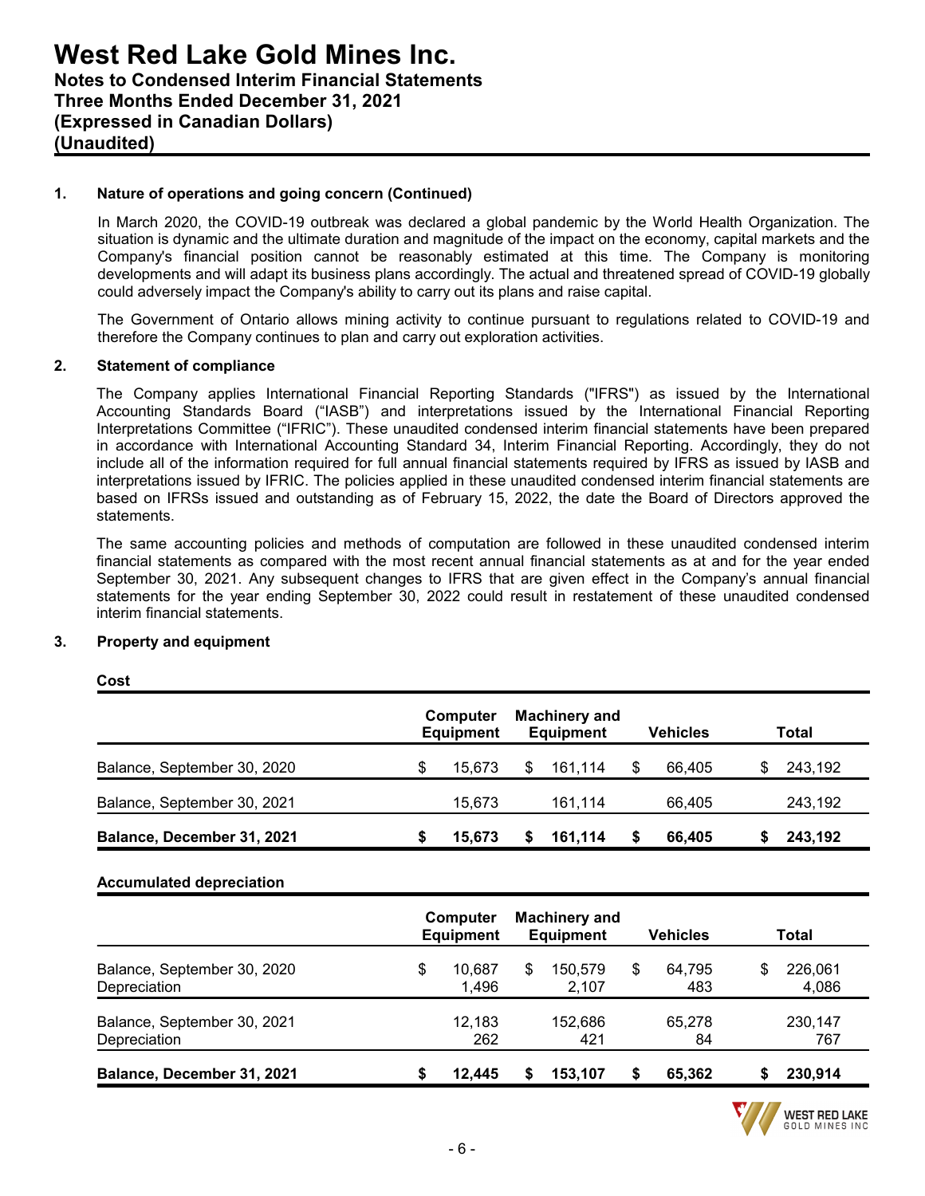## 1. Nature of operations and going concern (Continued)

In March 2020, the COVID-19 outbreak was declared a global pandemic by the World Health Organization. The situation is dynamic and the ultimate duration and magnitude of the impact on the economy, capital markets and the Company's financial position cannot be reasonably estimated at this time. The Company is monitoring developments and will adapt its business plans accordingly. The actual and threatened spread of COVID-19 globally could adversely impact the Company's ability to carry out its plans and raise capital.

The Government of Ontario allows mining activity to continue pursuant to regulations related to COVID-19 and therefore the Company continues to plan and carry out exploration activities.

## 2. Statement of compliance

The Company applies International Financial Reporting Standards ("IFRS") as issued by the International Accounting Standards Board ("IASB") and interpretations issued by the International Financial Reporting Interpretations Committee ("IFRIC"). These unaudited condensed interim financial statements have been prepared in accordance with International Accounting Standard 34, Interim Financial Reporting. Accordingly, they do not include all of the information required for full annual financial statements required by IFRS as issued by IASB and interpretations issued by IFRIC. The policies applied in these unaudited condensed interim financial statements are based on IFRSs issued and outstanding as of February 15, 2022, the date the Board of Directors approved the statements.

The same accounting policies and methods of computation are followed in these unaudited condensed interim financial statements as compared with the most recent annual financial statements as at and for the year ended September 30, 2021. Any subsequent changes to IFRS that are given effect in the Company's annual financial statements for the year ending September 30, 2022 could result in restatement of these unaudited condensed interim financial statements.

## 3. Property and equipment

**Cost**

| | Computer Equipment | Machinery and Equipment | Vehicles | Total |
|---|---|---|---|---|
| Balance, September 30, 2020 | $ 15,673 | $ 161,114 | $ 66,405 | $ 243,192 |
| Balance, September 30, 2021 | 15,673 | 161,114 | 66,405 | 243,192 |
| **Balance, December 31, 2021** | **$ 15,673** | **$ 161,114** | **$ 66,405** | **$ 243,192** |

**Accumulated depreciation**

| | Computer Equipment | Machinery and Equipment | Vehicles | Total |
|---|---|---|---|---|
| Balance, September 30, 2020 | $ 10,687 | $ 150,579 | $ 64,795 | $ 226,061 |
| Depreciation | 1,496 | 2,107 | 483 | 4,086 |
| Balance, September 30, 2021 | 12,183 | 152,686 | 65,278 | 230,147 |
| Depreciation | 262 | 421 | 84 | 767 |
| **Balance, December 31, 2021** | **$ 12,445** | **$ 153,107** | **$ 65,362** | **$ 230,914** |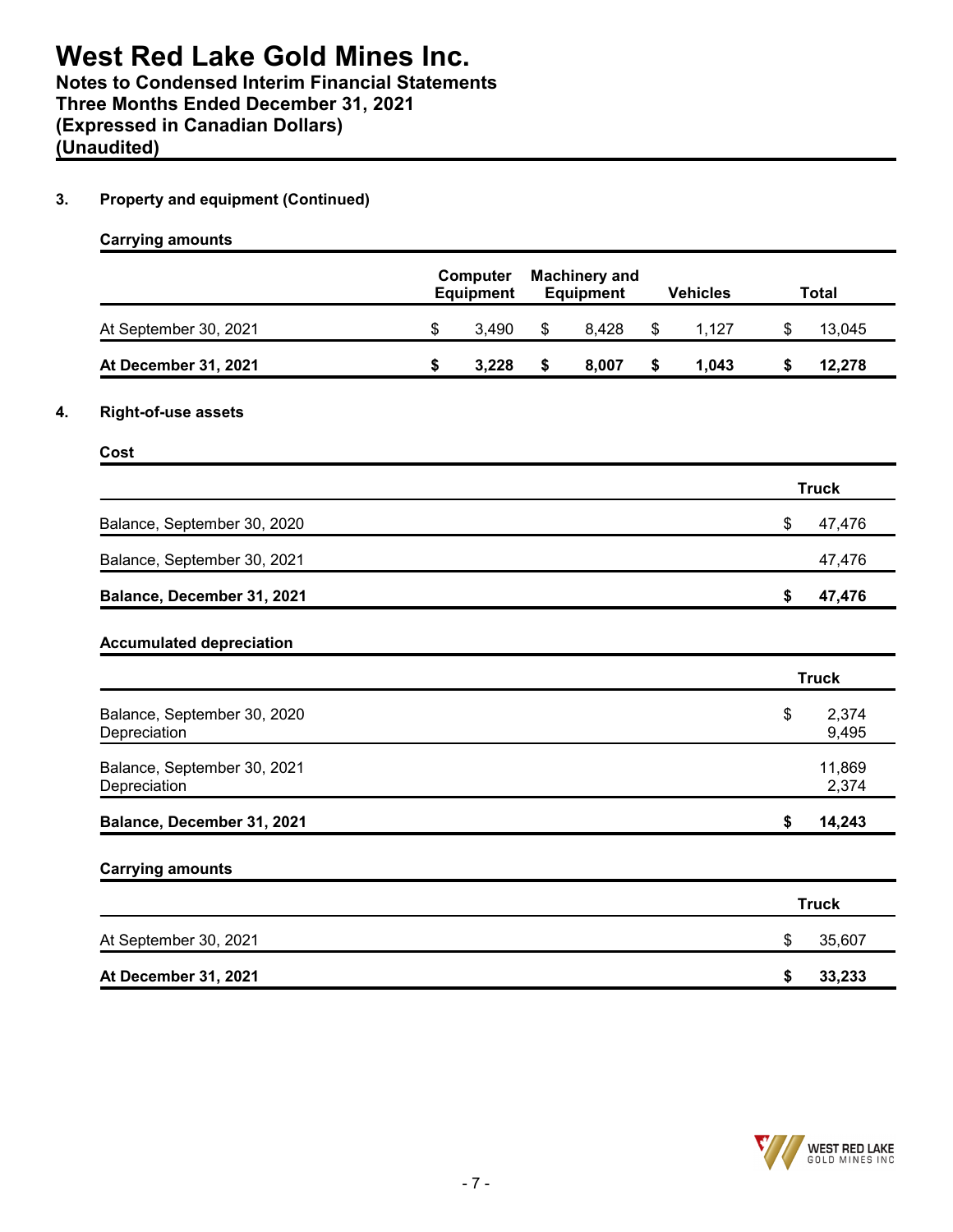## 3. Property and equipment (Continued)

**Carrying amounts**

| | Computer Equipment | Machinery and Equipment | Vehicles | Total |
|---|---|---|---|---|
| At September 30, 2021 | $ 3,490 | $ 8,428 | $ 1,127 | $ 13,045 |
| **At December 31, 2021** | **$ 3,228** | **$ 8,007** | **$ 1,043** | **$ 12,278** |

## 4. Right-of-use assets

**Cost**

| | Truck |
|---|---|
| Balance, September 30, 2020 | $ 47,476 |
| Balance, September 30, 2021 | 47,476 |
| **Balance, December 31, 2021** | **$ 47,476** |

**Accumulated depreciation**

| | Truck |
|---|---|
| Balance, September 30, 2020 | $ 2,374 |
| Depreciation | 9,495 |
| Balance, September 30, 2021 | 11,869 |
| Depreciation | 2,374 |
| **Balance, December 31, 2021** | **$ 14,243** |

**Carrying amounts**

| | Truck |
|---|---|
| At September 30, 2021 | $ 35,607 |
| **At December 31, 2021** | **$ 33,233** |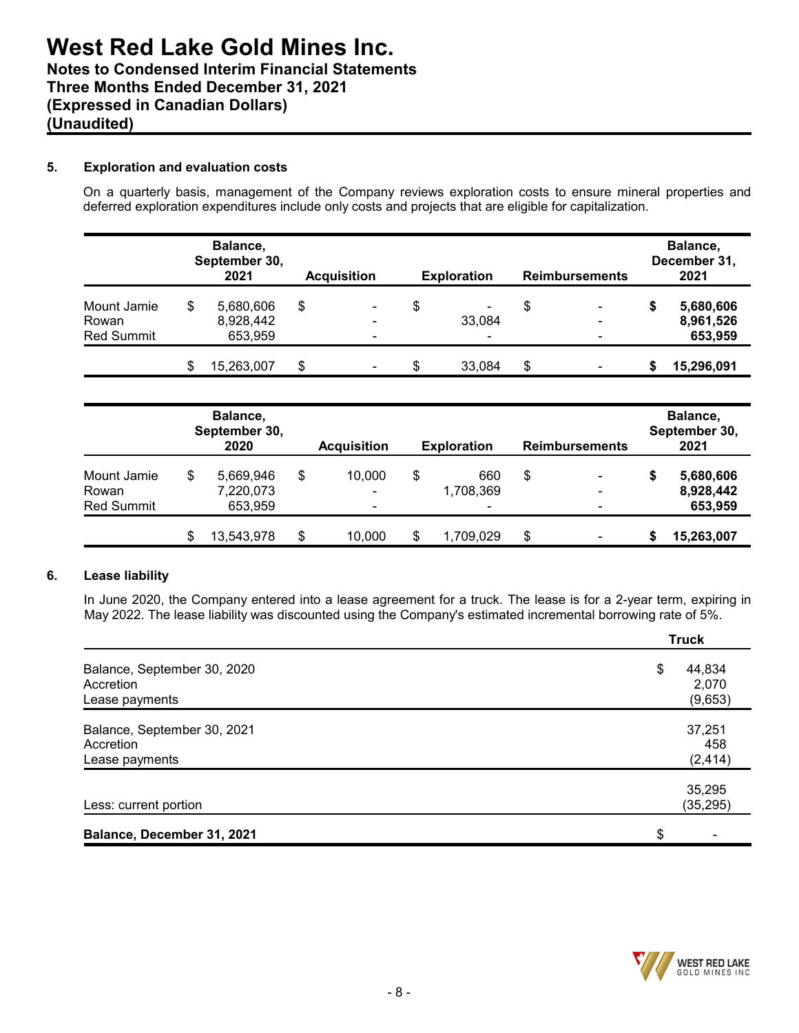### 5. Exploration and evaluation costs

On a quarterly basis, management of the Company reviews exploration costs to ensure mineral properties and deferred exploration expenditures include only costs and projects that are eligible for capitalization.

| | Balance, September 30, 2021 | Acquisition | Exploration | Reimbursements | Balance, December 31, 2021 |
|---|---|---|---|---|---|
| Mount Jamie | $ 5,680,606 | $ - | $ - | $ - | **$ 5,680,606** |
| Rowan | 8,928,442 | - | 33,084 | - | **8,961,526** |
| Red Summit | 653,959 | - | - | - | **653,959** |
| | $ 15,263,007 | $ - | $ 33,084 | $ - | **$ 15,296,091** |

| | Balance, September 30, 2020 | Acquisition | Exploration | Reimbursements | Balance, September 30, 2021 |
|---|---|---|---|---|---|
| Mount Jamie | $ 5,669,946 | $ 10,000 | $ 660 | $ - | **$ 5,680,606** |
| Rowan | 7,220,073 | - | 1,708,369 | - | **8,928,442** |
| Red Summit | 653,959 | - | - | - | **653,959** |
| | $ 13,543,978 | $ 10,000 | $ 1,709,029 | $ - | **$ 15,263,007** |

### 6. Lease liability

In June 2020, the Company entered into a lease agreement for a truck. The lease is for a 2-year term, expiring in May 2022. The lease liability was discounted using the Company's estimated incremental borrowing rate of 5%.

| | Truck |
|---|---|
| Balance, September 30, 2020 | $ 44,834 |
| Accretion | 2,070 |
| Lease payments | (9,653) |
| Balance, September 30, 2021 | 37,251 |
| Accretion | 458 |
| Lease payments | (2,414) |
| | 35,295 |
| Less: current portion | (35,295) |
| **Balance, December 31, 2021** | $ - |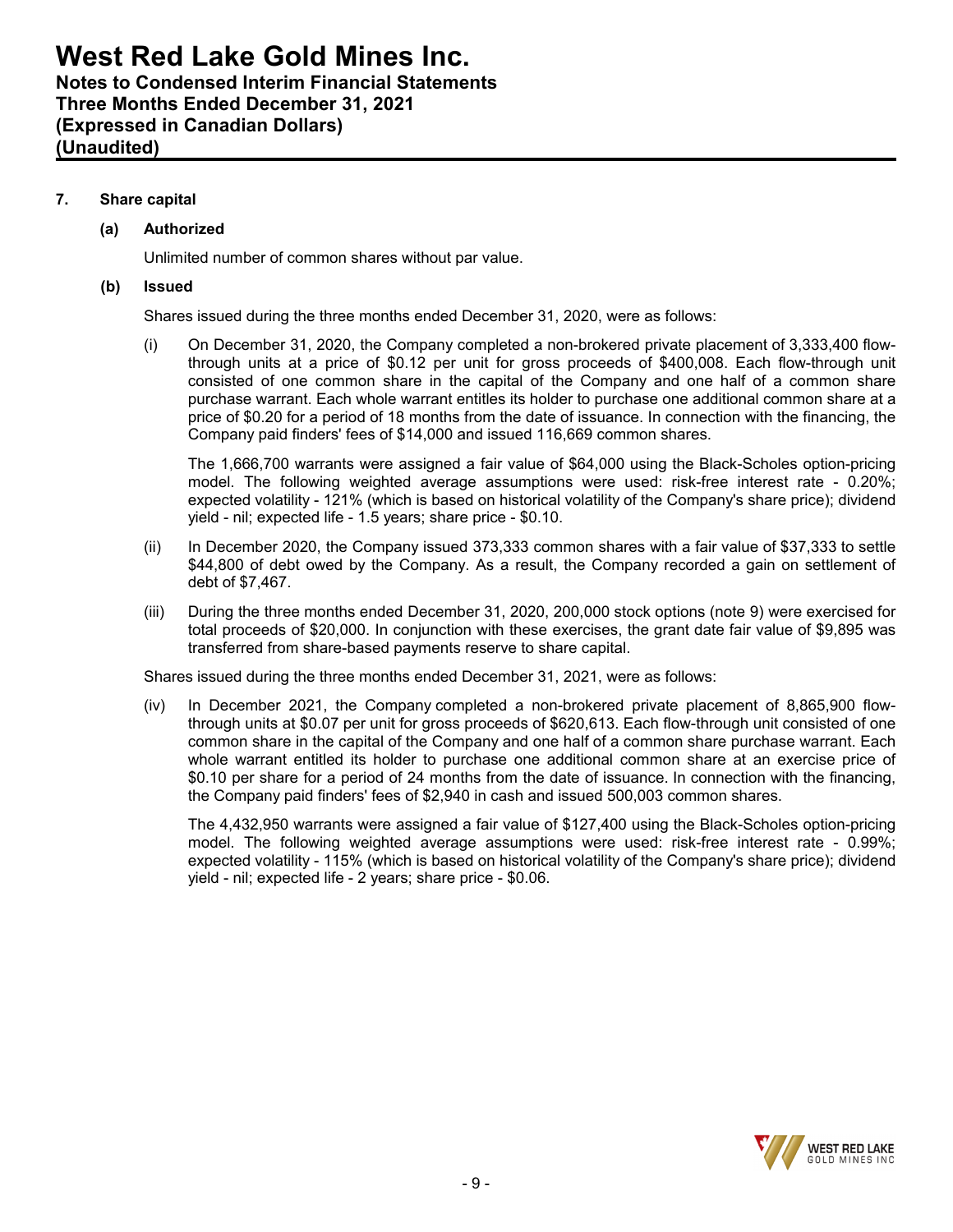## 7. Share capital

### (a) Authorized

Unlimited number of common shares without par value.

### (b) Issued

Shares issued during the three months ended December 31, 2020, were as follows:

(i) On December 31, 2020, the Company completed a non-brokered private placement of 3,333,400 flow-through units at a price of $0.12 per unit for gross proceeds of $400,008. Each flow-through unit consisted of one common share in the capital of the Company and one half of a common share purchase warrant. Each whole warrant entitles its holder to purchase one additional common share at a price of $0.20 for a period of 18 months from the date of issuance. In connection with the financing, the Company paid finders' fees of $14,000 and issued 116,669 common shares.

The 1,666,700 warrants were assigned a fair value of $64,000 using the Black-Scholes option-pricing model. The following weighted average assumptions were used: risk-free interest rate - 0.20%; expected volatility - 121% (which is based on historical volatility of the Company's share price); dividend yield - nil; expected life - 1.5 years; share price - $0.10.

(ii) In December 2020, the Company issued 373,333 common shares with a fair value of $37,333 to settle $44,800 of debt owed by the Company. As a result, the Company recorded a gain on settlement of debt of $7,467.

(iii) During the three months ended December 31, 2020, 200,000 stock options (note 9) were exercised for total proceeds of $20,000. In conjunction with these exercises, the grant date fair value of $9,895 was transferred from share-based payments reserve to share capital.

Shares issued during the three months ended December 31, 2021, were as follows:

(iv) In December 2021, the Company completed a non-brokered private placement of 8,865,900 flow-through units at $0.07 per unit for gross proceeds of $620,613. Each flow-through unit consisted of one common share in the capital of the Company and one half of a common share purchase warrant. Each whole warrant entitled its holder to purchase one additional common share at an exercise price of $0.10 per share for a period of 24 months from the date of issuance. In connection with the financing, the Company paid finders' fees of $2,940 in cash and issued 500,003 common shares.

The 4,432,950 warrants were assigned a fair value of $127,400 using the Black-Scholes option-pricing model. The following weighted average assumptions were used: risk-free interest rate - 0.99%; expected volatility - 115% (which is based on historical volatility of the Company's share price); dividend yield - nil; expected life - 2 years; share price - $0.06.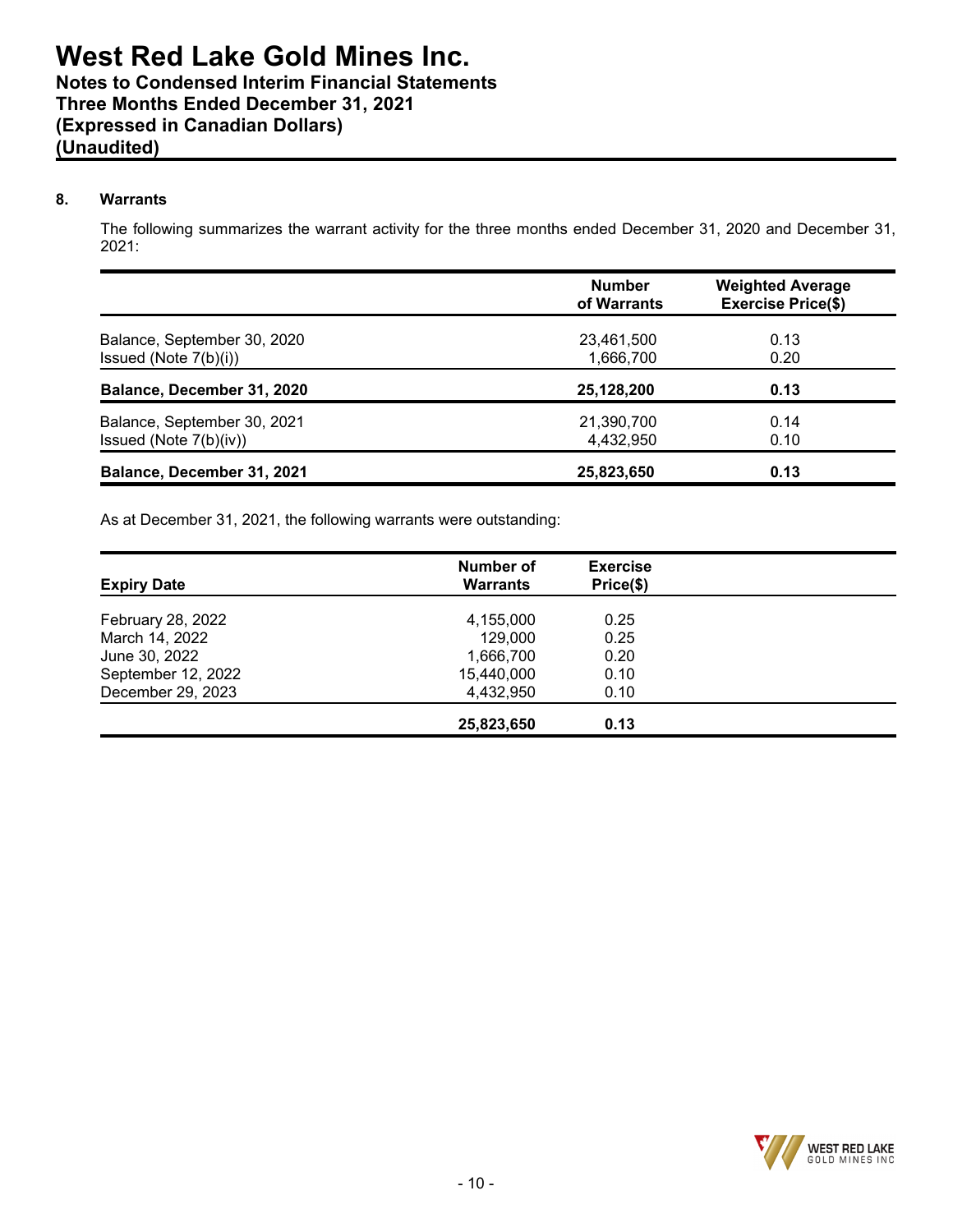## 8. Warrants

The following summarizes the warrant activity for the three months ended December 31, 2020 and December 31, 2021:

| | Number of Warrants | Weighted Average Exercise Price($) |
|---|---|---|
| Balance, September 30, 2020 | 23,461,500 | 0.13 |
| Issued (Note 7(b)(i)) | 1,666,700 | 0.20 |
| **Balance, December 31, 2020** | **25,128,200** | **0.13** |
| Balance, September 30, 2021 | 21,390,700 | 0.14 |
| Issued (Note 7(b)(iv)) | 4,432,950 | 0.10 |
| **Balance, December 31, 2021** | **25,823,650** | **0.13** |

As at December 31, 2021, the following warrants were outstanding:

| Expiry Date | Number of Warrants | Exercise Price($) |
|---|---|---|
| February 28, 2022 | 4,155,000 | 0.25 |
| March 14, 2022 | 129,000 | 0.25 |
| June 30, 2022 | 1,666,700 | 0.20 |
| September 12, 2022 | 15,440,000 | 0.10 |
| December 29, 2023 | 4,432,950 | 0.10 |
| | **25,823,650** | **0.13** |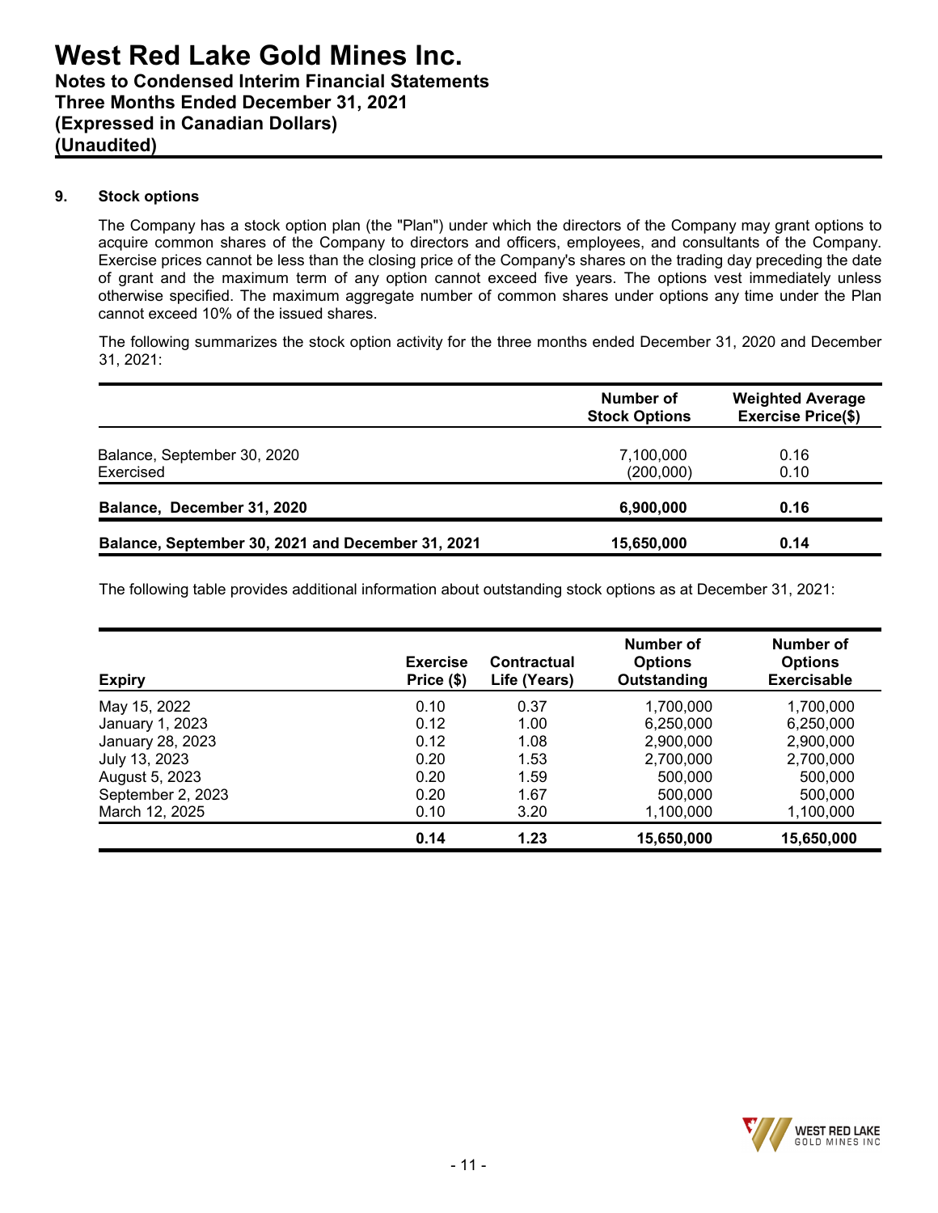## 9. Stock options

The Company has a stock option plan (the "Plan") under which the directors of the Company may grant options to acquire common shares of the Company to directors and officers, employees, and consultants of the Company. Exercise prices cannot be less than the closing price of the Company's shares on the trading day preceding the date of grant and the maximum term of any option cannot exceed five years. The options vest immediately unless otherwise specified. The maximum aggregate number of common shares under options any time under the Plan cannot exceed 10% of the issued shares.

The following summarizes the stock option activity for the three months ended December 31, 2020 and December 31, 2021:

| | Number of Stock Options | Weighted Average Exercise Price($) |
|---|---|---|
| Balance, September 30, 2020 | 7,100,000 | 0.16 |
| Exercised | (200,000) | 0.10 |
| **Balance, December 31, 2020** | **6,900,000** | **0.16** |
| **Balance, September 30, 2021 and December 31, 2021** | **15,650,000** | **0.14** |

The following table provides additional information about outstanding stock options as at December 31, 2021:

| Expiry | Exercise Price ($) | Contractual Life (Years) | Number of Options Outstanding | Number of Options Exercisable |
|---|---|---|---|---|
| May 15, 2022 | 0.10 | 0.37 | 1,700,000 | 1,700,000 |
| January 1, 2023 | 0.12 | 1.00 | 6,250,000 | 6,250,000 |
| January 28, 2023 | 0.12 | 1.08 | 2,900,000 | 2,900,000 |
| July 13, 2023 | 0.20 | 1.53 | 2,700,000 | 2,700,000 |
| August 5, 2023 | 0.20 | 1.59 | 500,000 | 500,000 |
| September 2, 2023 | 0.20 | 1.67 | 500,000 | 500,000 |
| March 12, 2025 | 0.10 | 3.20 | 1,100,000 | 1,100,000 |
| | **0.14** | **1.23** | **15,650,000** | **15,650,000** |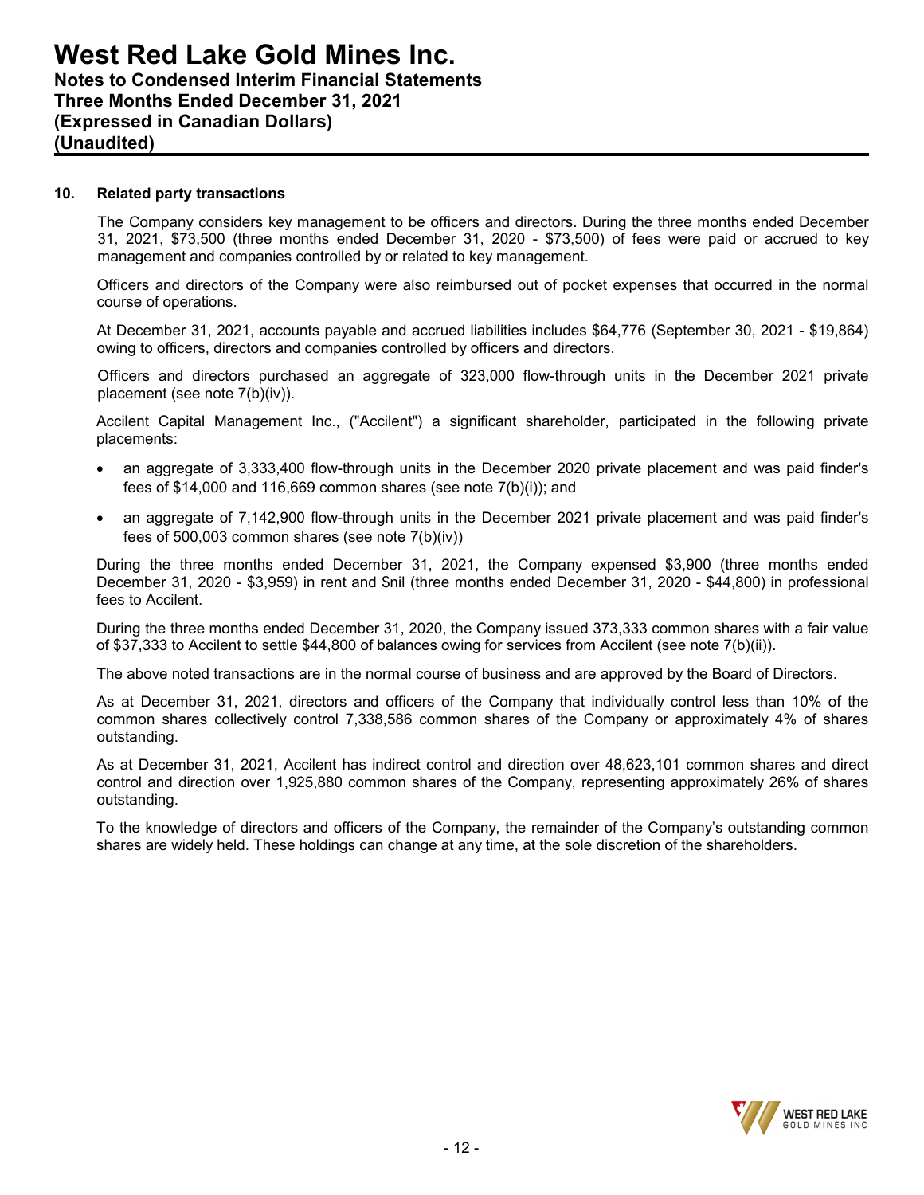## 10. Related party transactions

The Company considers key management to be officers and directors. During the three months ended December 31, 2021, $73,500 (three months ended December 31, 2020 - $73,500) of fees were paid or accrued to key management and companies controlled by or related to key management.

Officers and directors of the Company were also reimbursed out of pocket expenses that occurred in the normal course of operations.

At December 31, 2021, accounts payable and accrued liabilities includes $64,776 (September 30, 2021 - $19,864) owing to officers, directors and companies controlled by officers and directors.

Officers and directors purchased an aggregate of 323,000 flow-through units in the December 2021 private placement (see note 7(b)(iv)).

Accilent Capital Management Inc., ("Accilent") a significant shareholder, participated in the following private placements:

- an aggregate of 3,333,400 flow-through units in the December 2020 private placement and was paid finder's fees of $14,000 and 116,669 common shares (see note 7(b)(i)); and
- an aggregate of 7,142,900 flow-through units in the December 2021 private placement and was paid finder's fees of 500,003 common shares (see note 7(b)(iv))

During the three months ended December 31, 2021, the Company expensed $3,900 (three months ended December 31, 2020 - $3,959) in rent and $nil (three months ended December 31, 2020 - $44,800) in professional fees to Accilent.

During the three months ended December 31, 2020, the Company issued 373,333 common shares with a fair value of $37,333 to Accilent to settle $44,800 of balances owing for services from Accilent (see note 7(b)(ii)).

The above noted transactions are in the normal course of business and are approved by the Board of Directors.

As at December 31, 2021, directors and officers of the Company that individually control less than 10% of the common shares collectively control 7,338,586 common shares of the Company or approximately 4% of shares outstanding.

As at December 31, 2021, Accilent has indirect control and direction over 48,623,101 common shares and direct control and direction over 1,925,880 common shares of the Company, representing approximately 26% of shares outstanding.

To the knowledge of directors and officers of the Company, the remainder of the Company's outstanding common shares are widely held. These holdings can change at any time, at the sole discretion of the shareholders.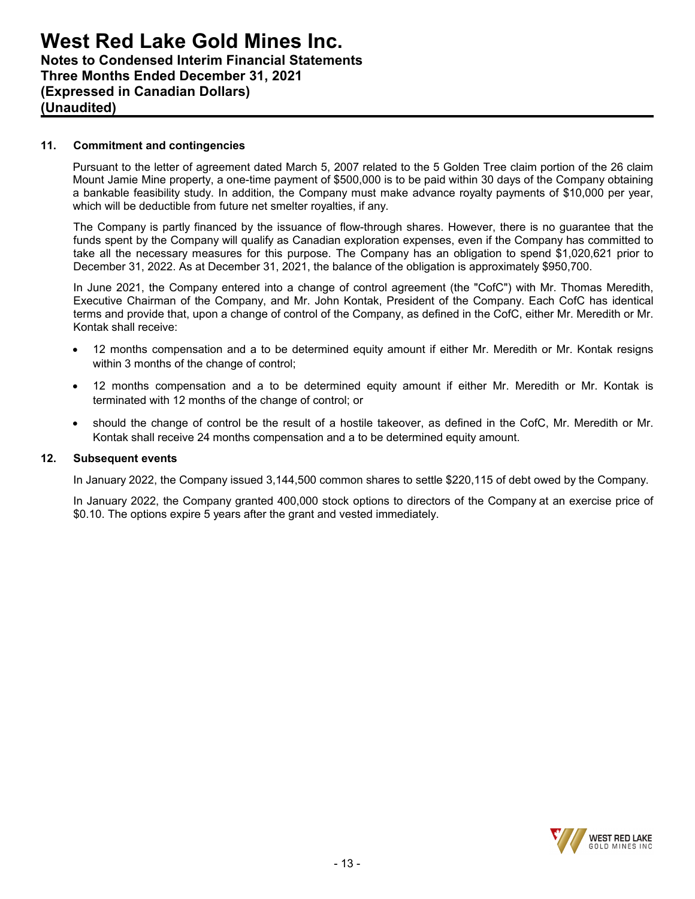## 11. Commitment and contingencies

Pursuant to the letter of agreement dated March 5, 2007 related to the 5 Golden Tree claim portion of the 26 claim Mount Jamie Mine property, a one-time payment of $500,000 is to be paid within 30 days of the Company obtaining a bankable feasibility study. In addition, the Company must make advance royalty payments of $10,000 per year, which will be deductible from future net smelter royalties, if any.

The Company is partly financed by the issuance of flow-through shares. However, there is no guarantee that the funds spent by the Company will qualify as Canadian exploration expenses, even if the Company has committed to take all the necessary measures for this purpose. The Company has an obligation to spend $1,020,621 prior to December 31, 2022. As at December 31, 2021, the balance of the obligation is approximately $950,700.

In June 2021, the Company entered into a change of control agreement (the "CofC") with Mr. Thomas Meredith, Executive Chairman of the Company, and Mr. John Kontak, President of the Company. Each CofC has identical terms and provide that, upon a change of control of the Company, as defined in the CofC, either Mr. Meredith or Mr. Kontak shall receive:

- 12 months compensation and a to be determined equity amount if either Mr. Meredith or Mr. Kontak resigns within 3 months of the change of control;
- 12 months compensation and a to be determined equity amount if either Mr. Meredith or Mr. Kontak is terminated with 12 months of the change of control; or
- should the change of control be the result of a hostile takeover, as defined in the CofC, Mr. Meredith or Mr. Kontak shall receive 24 months compensation and a to be determined equity amount.

## 12. Subsequent events

In January 2022, the Company issued 3,144,500 common shares to settle $220,115 of debt owed by the Company.

In January 2022, the Company granted 400,000 stock options to directors of the Company at an exercise price of $0.10. The options expire 5 years after the grant and vested immediately.